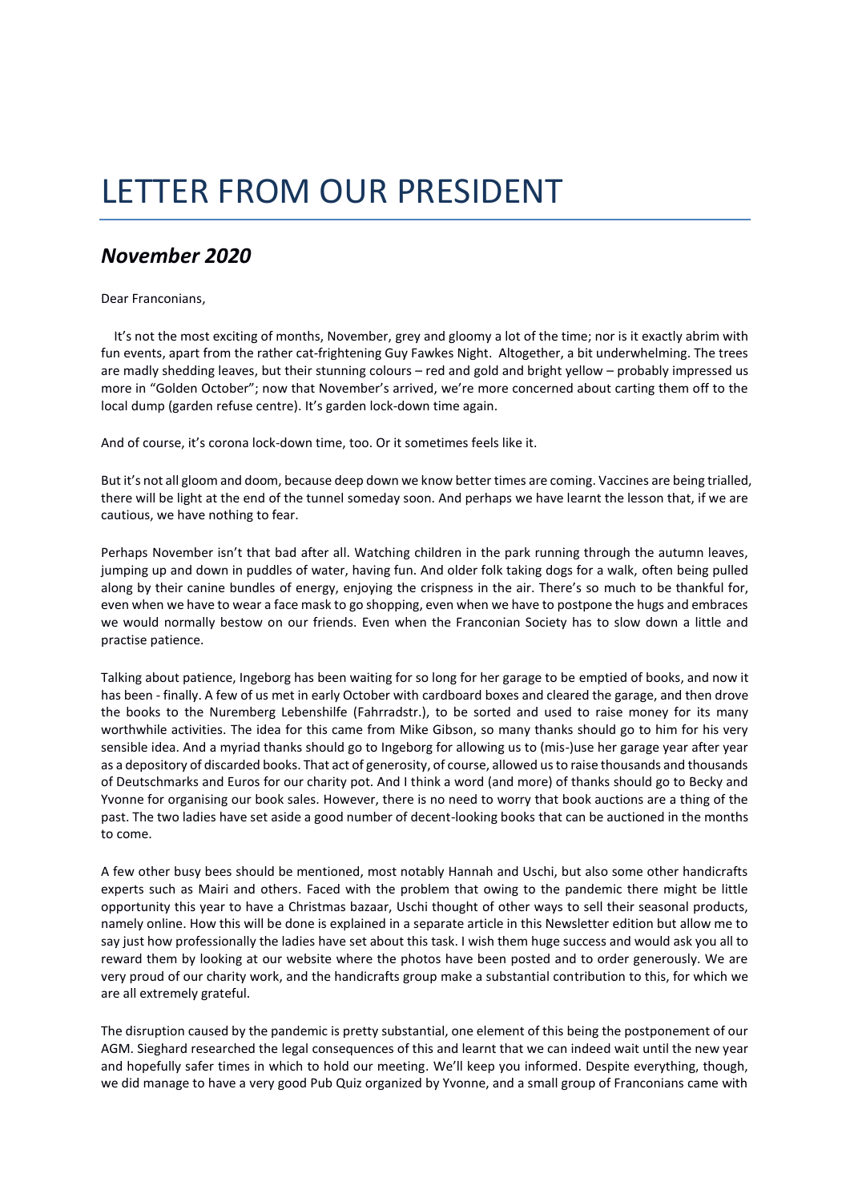# LETTER FROM OUR PRESIDENT

## *November 2020*

Dear Franconians,

It's not the most exciting of months, November, grey and gloomy a lot of the time; nor is it exactly abrim with fun events, apart from the rather cat-frightening Guy Fawkes Night. Altogether, a bit underwhelming. The trees are madly shedding leaves, but their stunning colours – red and gold and bright yellow – probably impressed us more in "Golden October"; now that November's arrived, we're more concerned about carting them off to the local dump (garden refuse centre). It's garden lock-down time again.

And of course, it's corona lock-down time, too. Or it sometimes feels like it.

But it's not all gloom and doom, because deep down we know better times are coming. Vaccines are being trialled, there will be light at the end of the tunnel someday soon. And perhaps we have learnt the lesson that, if we are cautious, we have nothing to fear.

Perhaps November isn't that bad after all. Watching children in the park running through the autumn leaves, jumping up and down in puddles of water, having fun. And older folk taking dogs for a walk, often being pulled along by their canine bundles of energy, enjoying the crispness in the air. There's so much to be thankful for, even when we have to wear a face mask to go shopping, even when we have to postpone the hugs and embraces we would normally bestow on our friends. Even when the Franconian Society has to slow down a little and practise patience.

Talking about patience, Ingeborg has been waiting for so long for her garage to be emptied of books, and now it has been - finally. A few of us met in early October with cardboard boxes and cleared the garage, and then drove the books to the Nuremberg Lebenshilfe (Fahrradstr.), to be sorted and used to raise money for its many worthwhile activities. The idea for this came from Mike Gibson, so many thanks should go to him for his very sensible idea. And a myriad thanks should go to Ingeborg for allowing us to (mis-)use her garage year after year as a depository of discarded books. That act of generosity, of course, allowed us to raise thousands and thousands of Deutschmarks and Euros for our charity pot. And I think a word (and more) of thanks should go to Becky and Yvonne for organising our book sales. However, there is no need to worry that book auctions are a thing of the past. The two ladies have set aside a good number of decent-looking books that can be auctioned in the months to come.

A few other busy bees should be mentioned, most notably Hannah and Uschi, but also some other handicrafts experts such as Mairi and others. Faced with the problem that owing to the pandemic there might be little opportunity this year to have a Christmas bazaar, Uschi thought of other ways to sell their seasonal products, namely online. How this will be done is explained in a separate article in this Newsletter edition but allow me to say just how professionally the ladies have set about this task. I wish them huge success and would ask you all to reward them by looking at our website where the photos have been posted and to order generously. We are very proud of our charity work, and the handicrafts group make a substantial contribution to this, for which we are all extremely grateful.

The disruption caused by the pandemic is pretty substantial, one element of this being the postponement of our AGM. Sieghard researched the legal consequences of this and learnt that we can indeed wait until the new year and hopefully safer times in which to hold our meeting. We'll keep you informed. Despite everything, though, we did manage to have a very good Pub Quiz organized by Yvonne, and a small group of Franconians came with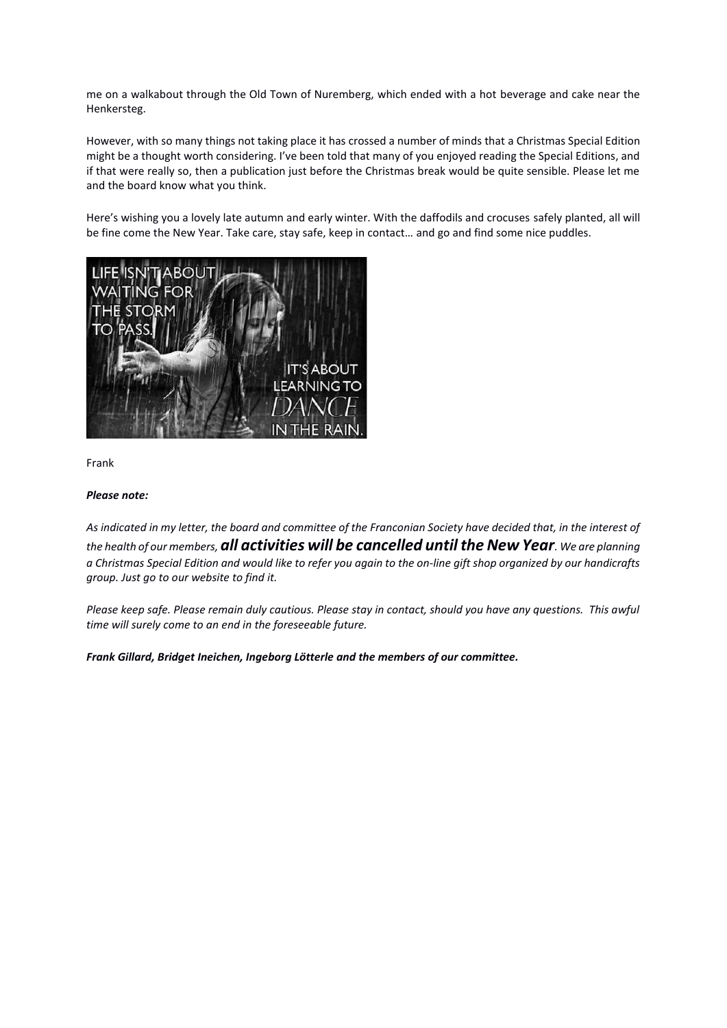me on a walkabout through the Old Town of Nuremberg, which ended with a hot beverage and cake near the Henkersteg.

However, with so many things not taking place it has crossed a number of minds that a Christmas Special Edition might be a thought worth considering. I've been told that many of you enjoyed reading the Special Editions, and if that were really so, then a publication just before the Christmas break would be quite sensible. Please let me and the board know what you think.

Here's wishing you a lovely late autumn and early winter. With the daffodils and crocuses safely planted, all will be fine come the New Year. Take care, stay safe, keep in contact… and go and find some nice puddles.

LIFE ISN'T ABOUT WAITING FOR THE STORM TO PASS. IT'S ABOUT LEARNING TO DANCE IN THE RAIN.

Frank

***Please note:***

*As indicated in my letter, the board and committee of the Franconian Society have decided that, in the interest of the health of our members,* ***all activities will be cancelled until the New Year****. We are planning a Christmas Special Edition and would like to refer you again to the on-line gift shop organized by our handicrafts group. Just go to our website to find it.*

*Please keep safe. Please remain duly cautious. Please stay in contact, should you have any questions. This awful time will surely come to an end in the foreseeable future.*

***Frank Gillard, Bridget Ineichen, Ingeborg Lötterle and the members of our committee.***